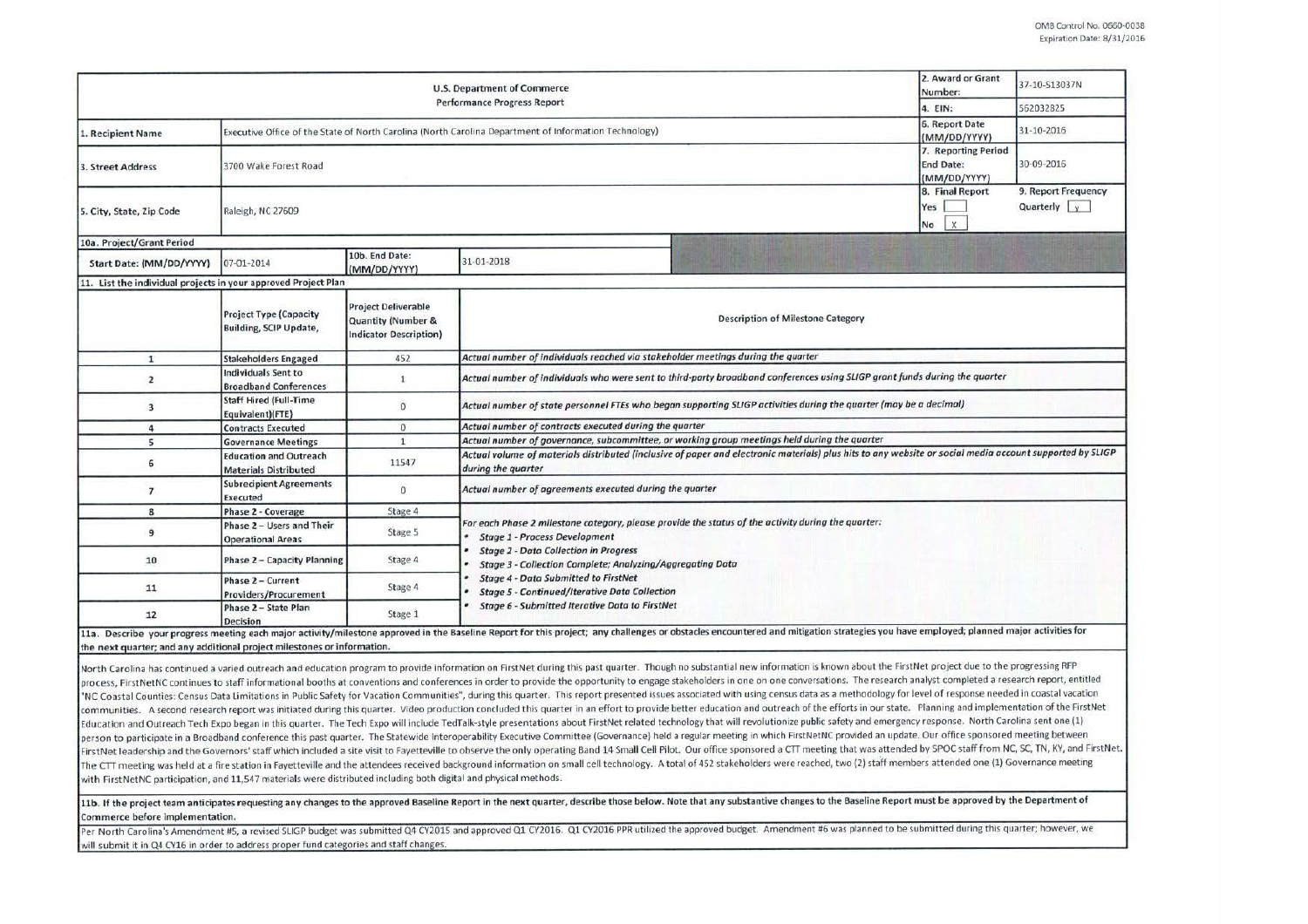OMB Control No. 0660-0038
Expiration Date: 8/31/2016

| U.S. Department of Commerce Performance Progress Report | | | | 2. Award or Grant Number: | 37-10-S13037N |
|---|---|---|---|---|---|
| | | | | 4. EIN: | 562032825 |
| 1. Recipient Name | Executive Office of the State of North Carolina (North Carolina Department of Information Technology) | | | 6. Report Date (MM/DD/YYYY) | 31-10-2016 |
| 3. Street Address | 3700 Wake Forest Road | | | 7. Reporting Period End Date: (MM/DD/YYYY) | 30-09-2016 |
| 5. City, State, Zip Code | Raleigh, NC 27609 | | | 8. Final Report Yes [ ] No [X] | 9. Report Frequency Quarterly [y] |
| 10a. Project/Grant Period | | | | | |
| Start Date: (MM/DD/YYYY) | 07-01-2014 | 10b. End Date: (MM/DD/YYYY) | 31-01-2018 | | |

11. List the individual projects in your approved Project Plan

| | Project Type (Capacity Building, SCIP Update, | Project Deliverable Quantity (Number & Indicator Description) | Description of Milestone Category |
|---|---|---|---|
| 1 | Stakeholders Engaged | 452 | *Actual number of individuals reached via stakeholder meetings during the quarter* |
| 2 | Individuals Sent to Broadband Conferences | 1 | *Actual number of individuals who were sent to third-party broadband conferences using SLIGP grant funds during the quarter* |
| 3 | Staff Hired (Full-Time Equivalent)(FTE) | 0 | *Actual number of state personnel FTEs who began supporting SLIGP activities during the quarter (may be a decimal)* |
| 4 | Contracts Executed | 0 | *Actual number of contracts executed during the quarter* |
| 5 | Governance Meetings | 1 | *Actual number of governance, subcommittee, or working group meetings held during the quarter* |
| 6 | Education and Outreach Materials Distributed | 11547 | *Actual volume of materials distributed (inclusive of paper and electronic materials) plus hits to any website or social media account supported by SLIGP during the quarter* |
| 7 | Subrecipient Agreements Executed | 0 | *Actual number of agreements executed during the quarter* |
| 8 | Phase 2 - Coverage | Stage 4 | *For each Phase 2 milestone category, please provide the status of the activity during the quarter:* <br> • *Stage 1 - Process Development* <br> • *Stage 2 - Data Collection in Progress* <br> • *Stage 3 - Collection Complete; Analyzing/Aggregating Data* <br> • *Stage 4 - Data Submitted to FirstNet* <br> • *Stage 5 - Continued/Iterative Data Collection* <br> • *Stage 6 - Submitted Iterative Data to FirstNet* |
| 9 | Phase 2 – Users and Their Operational Areas | Stage 5 | |
| 10 | Phase 2 – Capacity Planning | Stage 4 | |
| 11 | Phase 2 – Current Providers/Procurement | Stage 4 | |
| 12 | Phase 2 – State Plan Decision | Stage 1 | |

**11a. Describe your progress meeting each major activity/milestone approved in the Baseline Report for this project; any challenges or obstacles encountered and mitigation strategies you have employed; planned major activities for the next quarter; and any additional project milestones or information.**

North Carolina has continued a varied outreach and education program to provide information on FirstNet during this past quarter. Though no substantial new information is known about the FirstNet project due to the progressing RFP process, FirstNetNC continues to staff informational booths at conventions and conferences in order to provide the opportunity to engage stakeholders in one on one conversations. The research analyst completed a research report, entitled "NC Coastal Counties: Census Data Limitations in Public Safety for Vacation Communities", during this quarter. This report presented issues associated with using census data as a methodology for level of response needed in coastal vacation communities. A second research report was initiated during this quarter. Video production concluded this quarter in an effort to provide better education and outreach of the efforts in our state. Planning and implementation of the FirstNet Education and Outreach Tech Expo began in this quarter. The Tech Expo will include TedTalk-style presentations about FirstNet related technology that will revolutionize public safety and emergency response. North Carolina sent one (1) person to participate in a Broadband conference this past quarter. The Statewide Interoperability Executive Committee (Governance) held a regular meeting in which FirstNetNC provided an update. Our office sponsored meeting between FirstNet leadership and the Governors' staff which included a site visit to Fayetteville to observe the only operating Band 14 Small Cell Pilot. Our office sponsored a CTT meeting that was attended by SPOC staff from NC, SC, TN, KY, and FirstNet. The CTT meeting was held at a fire station in Fayetteville and the attendees received background information on small cell technology. A total of 452 stakeholders were reached, two (2) staff members attended one (1) Governance meeting with FirstNetNC participation, and 11,547 materials were distributed including both digital and physical methods.

**11b. If the project team anticipates requesting any changes to the approved Baseline Report in the next quarter, describe those below. Note that any substantive changes to the Baseline Report must be approved by the Department of Commerce before implementation.**

Per North Carolina's Amendment #5, a revised SLIGP budget was submitted Q4 CY2015 and approved Q1 CY2016. Q1 CY2016 PPR utilized the approved budget. Amendment #6 was planned to be submitted during this quarter; however, we will submit it in Q4 CY16 in order to address proper fund categories and staff changes.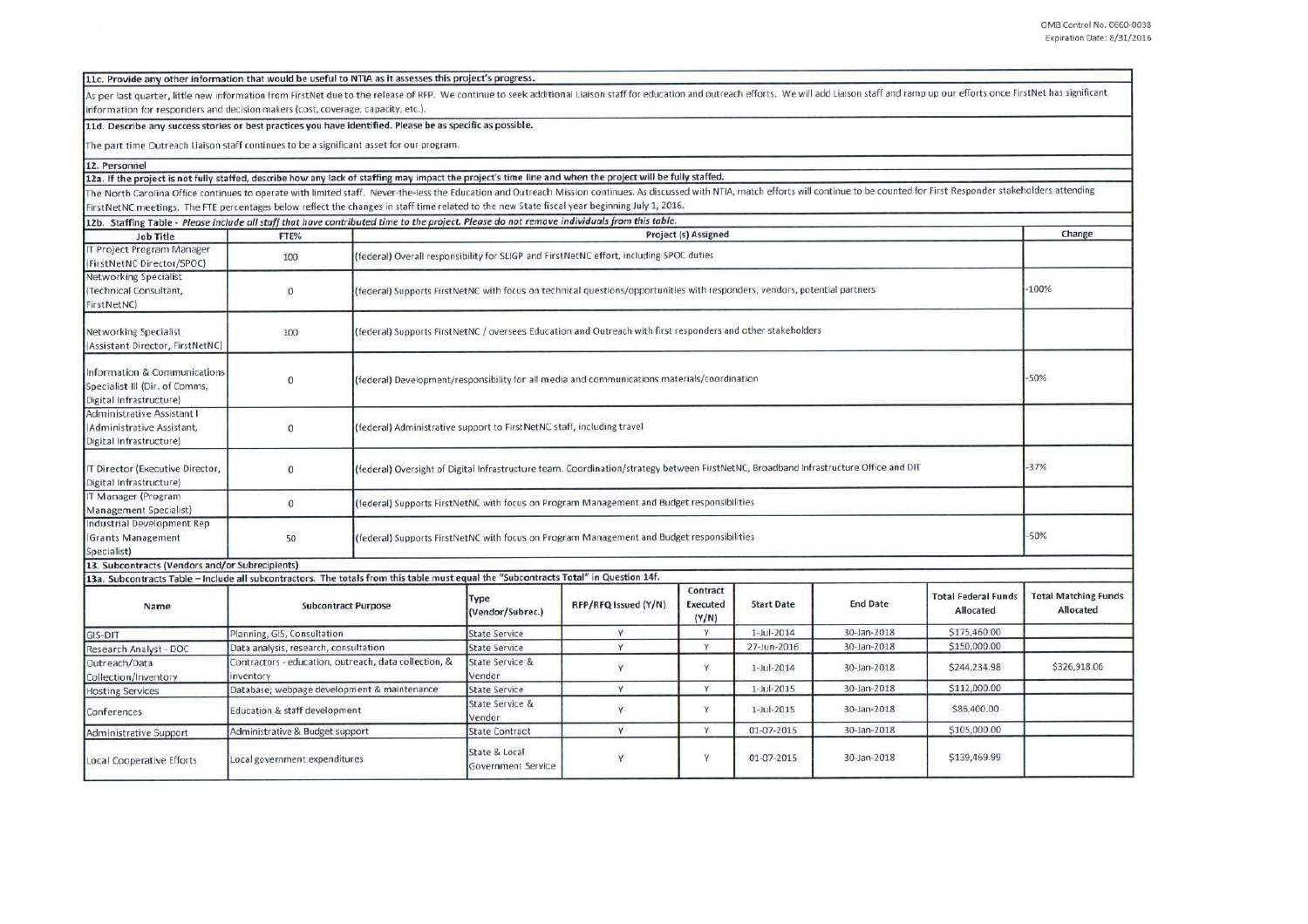**11c. Provide any other information that would be useful to NTIA as it assesses this project's progress.**

As per last quarter, little new information from FirstNet due to the release of RFP. We continue to seek additional Liaison staff for education and outreach efforts. We will add Liaison staff and ramp up our efforts once FirstNet has significant information for responders and decision makers (cost, coverage, capacity, etc.).

**11d. Describe any success stories or best practices you have identified. Please be as specific as possible.**

The part time Outreach Liaison staff continues to be a significant asset for our program.

**12. Personnel**

**12a. If the project is not fully staffed, describe how any lack of staffing may impact the project's time line and when the project will be fully staffed.**

The North Carolina Office continues to operate with limited staff. Never-the-less the Education and Outreach Mission continues. As discussed with NTIA, match efforts will continue to be counted for First Responder stakeholders attending FirstNetNC meetings. The FTE percentages below reflect the changes in staff time related to the new State fiscal year beginning July 1, 2016.

**12b. Staffing Table** - *Please include all staff that have contributed time to the project. Please do not remove individuals from this table.*

| Job Title | FTE% | Project (s) Assigned | Change |
|---|---|---|---|
| IT Project Program Manager (FirstNetNC Director/SPOC) | 100 | (federal) Overall responsibility for SLIGP and FirstNetNC effort, including SPOC duties | |
| Networking Specialist (Technical Consultant, FirstNetNC) | 0 | (federal) Supports FirstNetNC with focus on technical questions/opportunities with responders, vendors, potential partners | -100% |
| Networking Specialist (Assistant Director, FirstNetNC) | 100 | (federal) Supports FirstNetNC / oversees Education and Outreach with first responders and other stakeholders | |
| Information & Communications Specialist III (Dir. of Comms, Digital Infrastructure) | 0 | (federal) Development/responsibility for all media and communications materials/coordination | -50% |
| Administrative Assistant I (Administrative Assistant, Digital Infrastructure) | 0 | (federal) Administrative support to FirstNetNC staff, including travel | |
| IT Director (Executive Director, Digital Infrastructure) | 0 | (federal) Oversight of Digital Infrastructure team. Coordination/strategy between FirstNetNC, Broadband Infrastructure Office and DIT | -37% |
| IT Manager (Program Management Specialist) | 0 | (federal) Supports FirstNetNC with focus on Program Management and Budget responsibilities | |
| Industrial Development Rep (Grants Management Specialist) | 50 | (federal) Supports FirstNetNC with focus on Program Management and Budget responsibilities | -50% |

**13. Subcontracts (Vendors and/or Subrecipients)**

**13a. Subcontracts Table – Include all subcontractors. The totals from this table must equal the "Subcontracts Total" in Question 14f.**

| Name | Subcontract Purpose | Type (Vendor/Subrec.) | RFP/RFQ Issued (Y/N) | Contract Executed (Y/N) | Start Date | End Date | Total Federal Funds Allocated | Total Matching Funds Allocated |
|---|---|---|---|---|---|---|---|---|
| GIS-DIT | Planning, GIS, Consultation | State Service | Y | Y | 1-Jul-2014 | 30-Jan-2018 | $175,460.00 | |
| Research Analyst - DOC | Data analysis, research, consultation | State Service | Y | Y | 27-Jun-2016 | 30-Jan-2018 | $150,000.00 | |
| Outreach/Data Collection/Inventory | Contractors - education, outreach, data collection, & inventory | State Service & Vendor | Y | Y | 1-Jul-2014 | 30-Jan-2018 | $244,234.98 | $326,918.06 |
| Hosting Services | Database; webpage development & maintenance | State Service | Y | Y | 1-Jul-2015 | 30-Jan-2018 | $112,000.00 | |
| Conferences | Education & staff development | State Service & Vendor | Y | Y | 1-Jul-2015 | 30-Jan-2018 | $86,400.00 | |
| Administrative Support | Administrative & Budget support | State Contract | Y | Y | 01-07-2015 | 30-Jan-2018 | $105,000.00 | |
| Local Cooperative Efforts | Local government expenditures | State & Local Government Service | Y | Y | 01-07-2015 | 30-Jan-2018 | $139,469.99 | |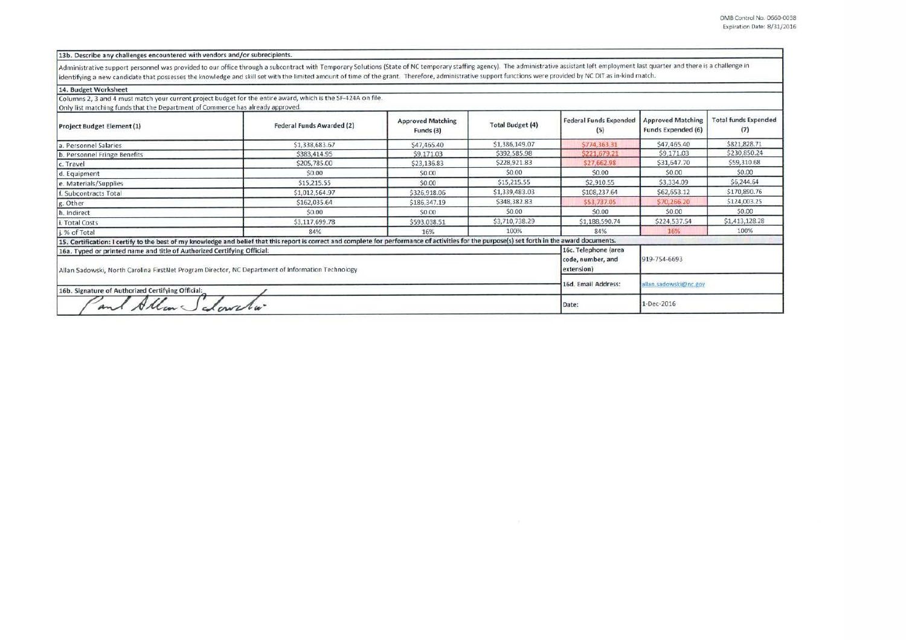### 13b. Describe any challenges encountered with vendors and/or subrecipients.

Administrative support personnel was provided to our office through a subcontract with Temporary Solutions (State of NC temporary staffing agency). The administrative assistant left employment last quarter and there is a challenge in identifying a new candidate that possesses the knowledge and skill set with the limited amount of time of the grant. Therefore, administrative support functions were provided by NC DIT as in-kind match.

### 14. Budget Worksheet

Columns 2, 3 and 4 must match your current project budget for the entire award, which is the SF-424A on file.
Only list matching funds that the Department of Commerce has already approved.

| Project Budget Element (1) | Federal Funds Awarded (2) | Approved Matching Funds (3) | Total Budget (4) | Federal Funds Expended (5) | Approved Matching Funds Expended (6) | Total funds Expended (7) |
|---|---|---|---|---|---|---|
| a. Personnel Salaries | $1,338,683.67 | $47,465.40 | $1,386,149.07 | $774,363.31 | $47,465.40 | $821,828.71 |
| b. Personnel Fringe Benefits | $383,414.95 | $9,171.03 | $392,585.98 | $221,679.21 | $9,171.03 | $230,850.24 |
| c. Travel | $205,785.00 | $23,136.83 | $228,921.83 | $27,662.98 | $31,647.70 | $59,310.68 |
| d. Equipment | $0.00 | $0.00 | $0.00 | $0.00 | $0.00 | $0.00 |
| e. Materials/Supplies | $15,215.55 | $0.00 | $15,215.55 | $2,910.55 | $3,334.09 | $6,244.64 |
| f. Subcontracts Total | $1,012,564.97 | $326,918.06 | $1,339,483.03 | $108,237.64 | $62,653.12 | $170,890.76 |
| g. Other | $162,035.64 | $186,347.19 | $348,382.83 | $53,737.05 | $70,266.20 | $124,003.25 |
| h. Indirect | $0.00 | $0.00 | $0.00 | $0.00 | $0.00 | $0.00 |
| i. Total Costs | $3,117,699.78 | $593,038.51 | $3,710,738.29 | $1,188,590.74 | $224,537.54 | $1,413,128.28 |
| j. % of Total | 84% | 16% | 100% | 84% | 16% | 100% |

### 15. Certification: I certify to the best of my knowledge and belief that this report is correct and complete for performance of activities for the purpose(s) set forth in the award documents.

| | | |
|---|---|---|
| 16a. Typed or printed name and title of Authorized Certifying Official: Allan Sadowski, North Carolina FirstNet Program Director, NC Department of Information Technology | 16c. Telephone (area code, number, and extension) | 919-754-6693 |
| | 16d. Email Address: | allan.sadowski@nc.gov |
| 16b. Signature of Authorized Certifying Official: Paul Allan Sadowski | Date: | 1-Dec-2016 |